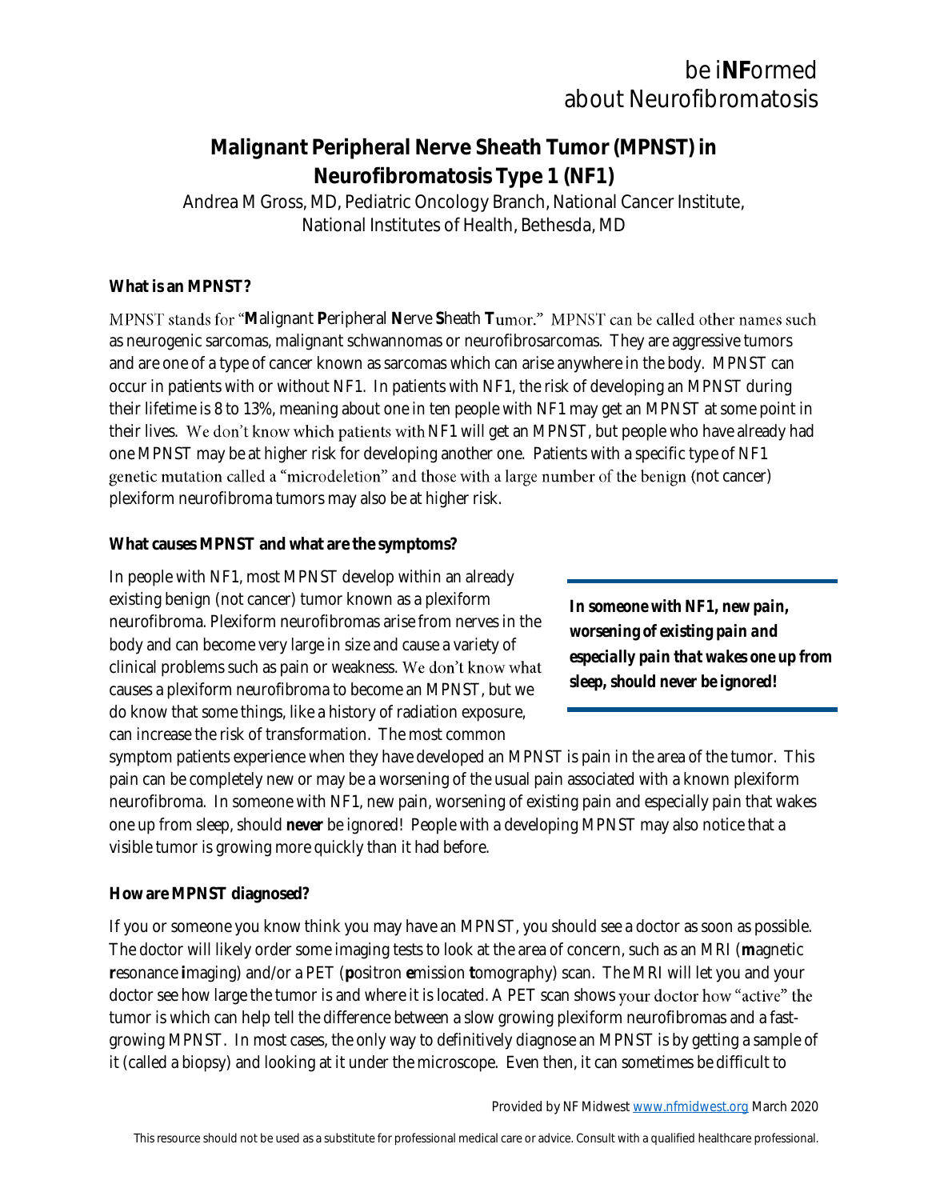be i**NF**ormed
about Neurofibromatosis

# Malignant Peripheral Nerve Sheath Tumor (MPNST) in Neurofibromatosis Type 1 (NF1)

Andrea M Gross, MD, Pediatric Oncology Branch, National Cancer Institute, National Institutes of Health, Bethesda, MD

**What is an MPNST?**

MPNST stands for "**M**alignant **P**eripheral **N**erve **S**heath **T**umor." MPNST can be called other names such as neurogenic sarcomas, malignant schwannomas or neurofibrosarcomas. They are aggressive tumors and are one of a type of cancer known as sarcomas which can arise anywhere in the body. MPNST can occur in patients with or without NF1. In patients with NF1, the risk of developing an MPNST during their lifetime is 8 to 13%, meaning about one in ten people with NF1 may get an MPNST at some point in their lives. We don't know which patients with NF1 will get an MPNST, but people who have already had one MPNST may be at higher risk for developing another one. Patients with a specific type of NF1 genetic mutation called a "microdeletion" and those with a large number of the benign (not cancer) plexiform neurofibroma tumors may also be at higher risk.

**What causes MPNST and what are the symptoms?**

In people with NF1, most MPNST develop within an already existing benign (not cancer) tumor known as a plexiform neurofibroma. Plexiform neurofibromas arise from nerves in the body and can become very large in size and cause a variety of clinical problems such as pain or weakness. We don't know what causes a plexiform neurofibroma to become an MPNST, but we do know that some things, like a history of radiation exposure, can increase the risk of transformation. The most common symptom patients experience when they have developed an MPNST is pain in the area of the tumor. This pain can be completely new or may be a worsening of the usual pain associated with a known plexiform neurofibroma. In someone with NF1, new pain, worsening of existing pain and especially pain that wakes one up from sleep, should **never** be ignored! People with a developing MPNST may also notice that a visible tumor is growing more quickly than it had before.

> ***In someone with NF1, new pain, worsening of existing pain and especially pain that wakes one up from sleep, should never be ignored!***

**How are MPNST diagnosed?**

If you or someone you know think you may have an MPNST, you should see a doctor as soon as possible. The doctor will likely order some imaging tests to look at the area of concern, such as an MRI (**m**agnetic **r**esonance **i**maging) and/or a PET (**p**ositron **e**mission **t**omography) scan. The MRI will let you and your doctor see how large the tumor is and where it is located. A PET scan shows your doctor how "active" the tumor is which can help tell the difference between a slow growing plexiform neurofibromas and a fast-growing MPNST. In most cases, the only way to definitively diagnose an MPNST is by getting a sample of it (called a biopsy) and looking at it under the microscope. Even then, it can sometimes be difficult to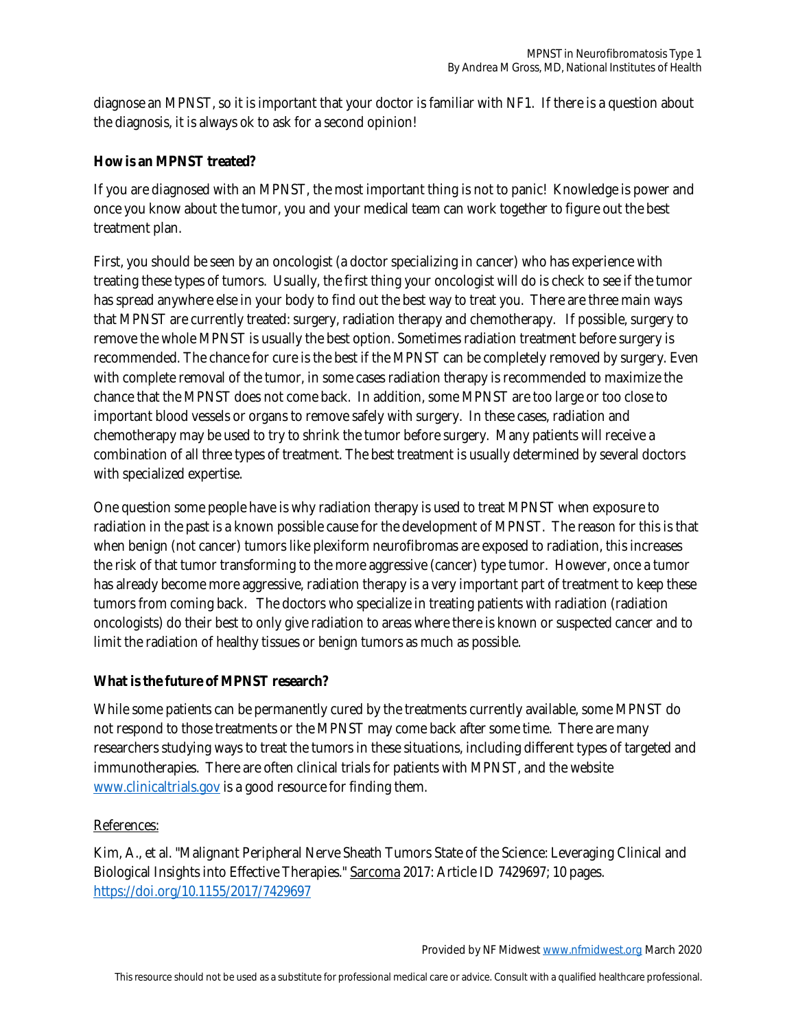diagnose an MPNST, so it is important that your doctor is familiar with NF1. If there is a question about the diagnosis, it is always ok to ask for a second opinion!

**How is an MPNST treated?**

If you are diagnosed with an MPNST, the most important thing is not to panic! Knowledge is power and once you know about the tumor, you and your medical team can work together to figure out the best treatment plan.

First, you should be seen by an oncologist (a doctor specializing in cancer) who has experience with treating these types of tumors. Usually, the first thing your oncologist will do is check to see if the tumor has spread anywhere else in your body to find out the best way to treat you. There are three main ways that MPNST are currently treated: surgery, radiation therapy and chemotherapy. If possible, surgery to remove the whole MPNST is usually the best option. Sometimes radiation treatment before surgery is recommended. The chance for cure is the best if the MPNST can be completely removed by surgery. Even with complete removal of the tumor, in some cases radiation therapy is recommended to maximize the chance that the MPNST does not come back. In addition, some MPNST are too large or too close to important blood vessels or organs to remove safely with surgery. In these cases, radiation and chemotherapy may be used to try to shrink the tumor before surgery. Many patients will receive a combination of all three types of treatment. The best treatment is usually determined by several doctors with specialized expertise.

One question some people have is why radiation therapy is used to treat MPNST when exposure to radiation in the past is a known possible cause for the development of MPNST. The reason for this is that when benign (not cancer) tumors like plexiform neurofibromas are exposed to radiation, this increases the risk of that tumor transforming to the more aggressive (cancer) type tumor. However, once a tumor has already become more aggressive, radiation therapy is a very important part of treatment to keep these tumors from coming back. The doctors who specialize in treating patients with radiation (radiation oncologists) do their best to only give radiation to areas where there is known or suspected cancer and to limit the radiation of healthy tissues or benign tumors as much as possible.

**What is the future of MPNST research?**

While some patients can be permanently cured by the treatments currently available, some MPNST do not respond to those treatments or the MPNST may come back after some time. There are many researchers studying ways to treat the tumors in these situations, including different types of targeted and immunotherapies. There are often clinical trials for patients with MPNST, and the website [www.clinicaltrials.gov](http://www.clinicaltrials.gov) is a good resource for finding them.

References:

Kim, A., et al. "Malignant Peripheral Nerve Sheath Tumors State of the Science: Leveraging Clinical and Biological Insights into Effective Therapies." Sarcoma 2017: Article ID 7429697; 10 pages. [https://doi.org/10.1155/2017/7429697](https://doi.org/10.1155/2017/7429697)

Provided by NF Midwest [www.nfmidwest.org](http://www.nfmidwest.org) March 2020

This resource should not be used as a substitute for professional medical care or advice. Consult with a qualified healthcare professional.